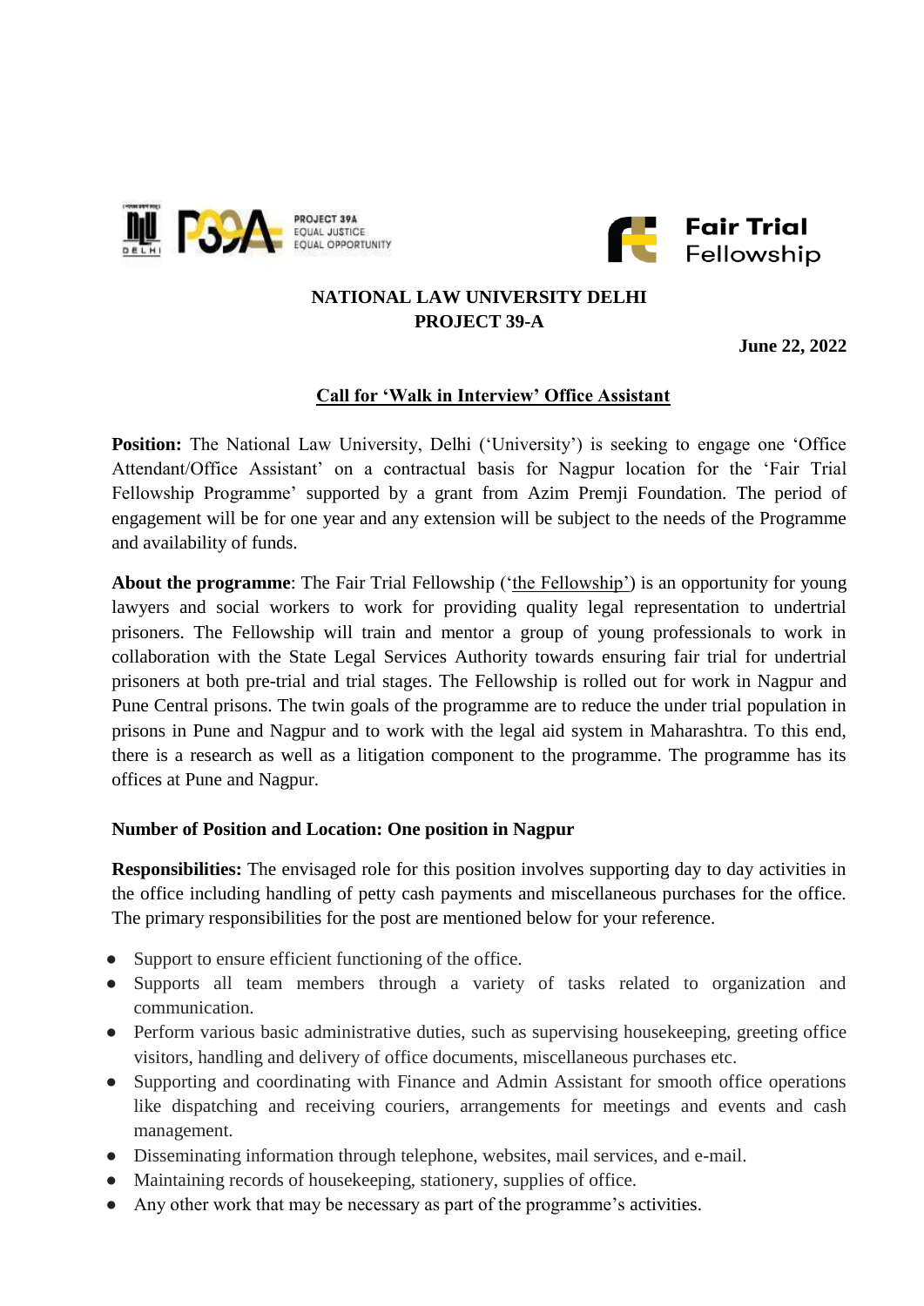**NATIONAL LAW UNIVERSITY DELHI**
**PROJECT 39-A**

**June 22, 2022**

## Call for 'Walk in Interview' Office Assistant

**Position:** The National Law University, Delhi ('University') is seeking to engage one 'Office Attendant/Office Assistant' on a contractual basis for Nagpur location for the 'Fair Trial Fellowship Programme' supported by a grant from Azim Premji Foundation. The period of engagement will be for one year and any extension will be subject to the needs of the Programme and availability of funds.

**About the programme**: The Fair Trial Fellowship ('the Fellowship') is an opportunity for young lawyers and social workers to work for providing quality legal representation to undertrial prisoners. The Fellowship will train and mentor a group of young professionals to work in collaboration with the State Legal Services Authority towards ensuring fair trial for undertrial prisoners at both pre-trial and trial stages. The Fellowship is rolled out for work in Nagpur and Pune Central prisons. The twin goals of the programme are to reduce the under trial population in prisons in Pune and Nagpur and to work with the legal aid system in Maharashtra. To this end, there is a research as well as a litigation component to the programme. The programme has its offices at Pune and Nagpur.

**Number of Position and Location: One position in Nagpur**

**Responsibilities:** The envisaged role for this position involves supporting day to day activities in the office including handling of petty cash payments and miscellaneous purchases for the office. The primary responsibilities for the post are mentioned below for your reference.

- Support to ensure efficient functioning of the office.
- Supports all team members through a variety of tasks related to organization and communication.
- Perform various basic administrative duties, such as supervising housekeeping, greeting office visitors, handling and delivery of office documents, miscellaneous purchases etc.
- Supporting and coordinating with Finance and Admin Assistant for smooth office operations like dispatching and receiving couriers, arrangements for meetings and events and cash management.
- Disseminating information through telephone, websites, mail services, and e-mail.
- Maintaining records of housekeeping, stationery, supplies of office.
- Any other work that may be necessary as part of the programme's activities.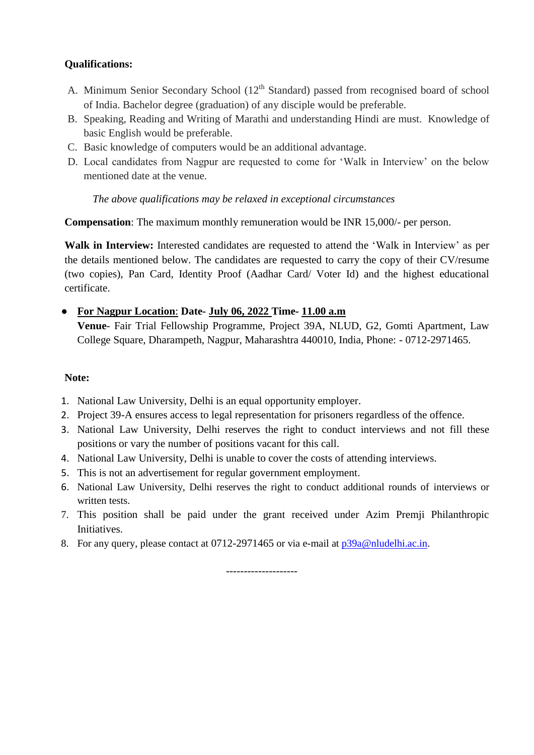**Qualifications:**

A. Minimum Senior Secondary School (12th Standard) passed from recognised board of school of India. Bachelor degree (graduation) of any disciple would be preferable.
B. Speaking, Reading and Writing of Marathi and understanding Hindi are must. Knowledge of basic English would be preferable.
C. Basic knowledge of computers would be an additional advantage.
D. Local candidates from Nagpur are requested to come for 'Walk in Interview' on the below mentioned date at the venue.

*The above qualifications may be relaxed in exceptional circumstances*

**Compensation**: The maximum monthly remuneration would be INR 15,000/- per person.

**Walk in Interview:** Interested candidates are requested to attend the 'Walk in Interview' as per the details mentioned below. The candidates are requested to carry the copy of their CV/resume (two copies), Pan Card, Identity Proof (Aadhar Card/ Voter Id) and the highest educational certificate.

- **For Nagpur Location: Date- July 06, 2022 Time- 11.00 a.m**
  **Venue**- Fair Trial Fellowship Programme, Project 39A, NLUD, G2, Gomti Apartment, Law College Square, Dharampeth, Nagpur, Maharashtra 440010, India, Phone: - 0712-2971465.

**Note:**

1. National Law University, Delhi is an equal opportunity employer.
2. Project 39-A ensures access to legal representation for prisoners regardless of the offence.
3. National Law University, Delhi reserves the right to conduct interviews and not fill these positions or vary the number of positions vacant for this call.
4. National Law University, Delhi is unable to cover the costs of attending interviews.
5. This is not an advertisement for regular government employment.
6. National Law University, Delhi reserves the right to conduct additional rounds of interviews or written tests.
7. This position shall be paid under the grant received under Azim Premji Philanthropic Initiatives.
8. For any query, please contact at 0712-2971465 or via e-mail at p39a@nludelhi.ac.in.

--------------------